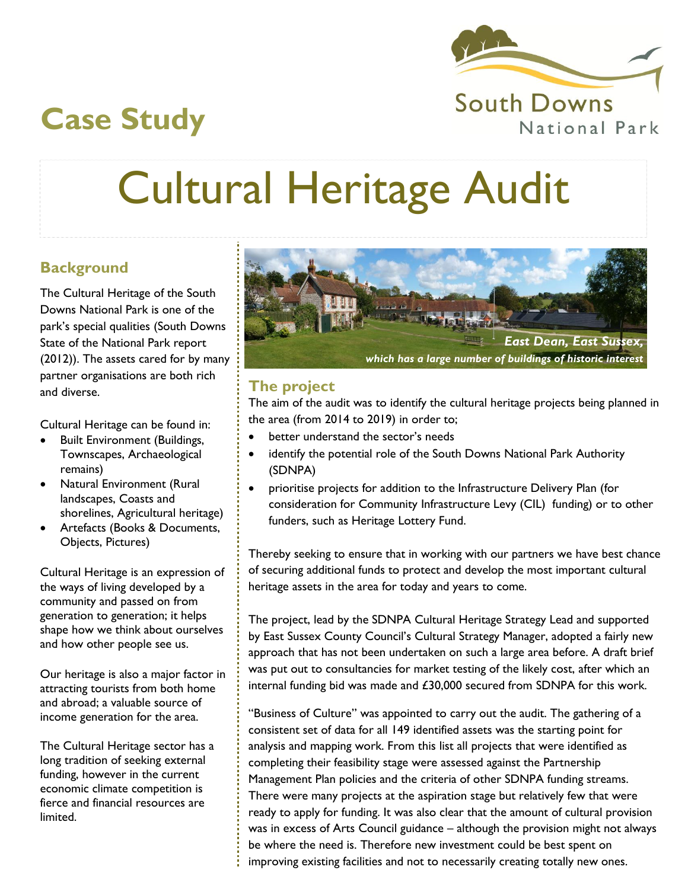# Case Study

South Downs National Park

# Cultural Heritage Audit

## Background

The Cultural Heritage of the South Downs National Park is one of the park's special qualities (South Downs State of the National Park report (2012)). The assets cared for by many partner organisations are both rich and diverse.

Cultural Heritage can be found in:

- Built Environment (Buildings, Townscapes, Archaeological remains)
- Natural Environment (Rural landscapes, Coasts and shorelines, Agricultural heritage)
- Artefacts (Books & Documents, Objects, Pictures)

Cultural Heritage is an expression of the ways of living developed by a community and passed on from generation to generation; it helps shape how we think about ourselves and how other people see us.

Our heritage is also a major factor in attracting tourists from both home and abroad; a valuable source of income generation for the area.

The Cultural Heritage sector has a long tradition of seeking external funding, however in the current economic climate competition is fierce and financial resources are limited.

*East Dean, East Sussex, which has a large number of buildings of historic interest*

## The project

The aim of the audit was to identify the cultural heritage projects being planned in the area (from 2014 to 2019) in order to;

- better understand the sector's needs
- identify the potential role of the South Downs National Park Authority (SDNPA)
- prioritise projects for addition to the Infrastructure Delivery Plan (for consideration for Community Infrastructure Levy (CIL) funding) or to other funders, such as Heritage Lottery Fund.

Thereby seeking to ensure that in working with our partners we have best chance of securing additional funds to protect and develop the most important cultural heritage assets in the area for today and years to come.

The project, lead by the SDNPA Cultural Heritage Strategy Lead and supported by East Sussex County Council's Cultural Strategy Manager, adopted a fairly new approach that has not been undertaken on such a large area before. A draft brief was put out to consultancies for market testing of the likely cost, after which an internal funding bid was made and £30,000 secured from SDNPA for this work.

"Business of Culture" was appointed to carry out the audit. The gathering of a consistent set of data for all 149 identified assets was the starting point for analysis and mapping work. From this list all projects that were identified as completing their feasibility stage were assessed against the Partnership Management Plan policies and the criteria of other SDNPA funding streams. There were many projects at the aspiration stage but relatively few that were ready to apply for funding. It was also clear that the amount of cultural provision was in excess of Arts Council guidance – although the provision might not always be where the need is. Therefore new investment could be best spent on improving existing facilities and not to necessarily creating totally new ones.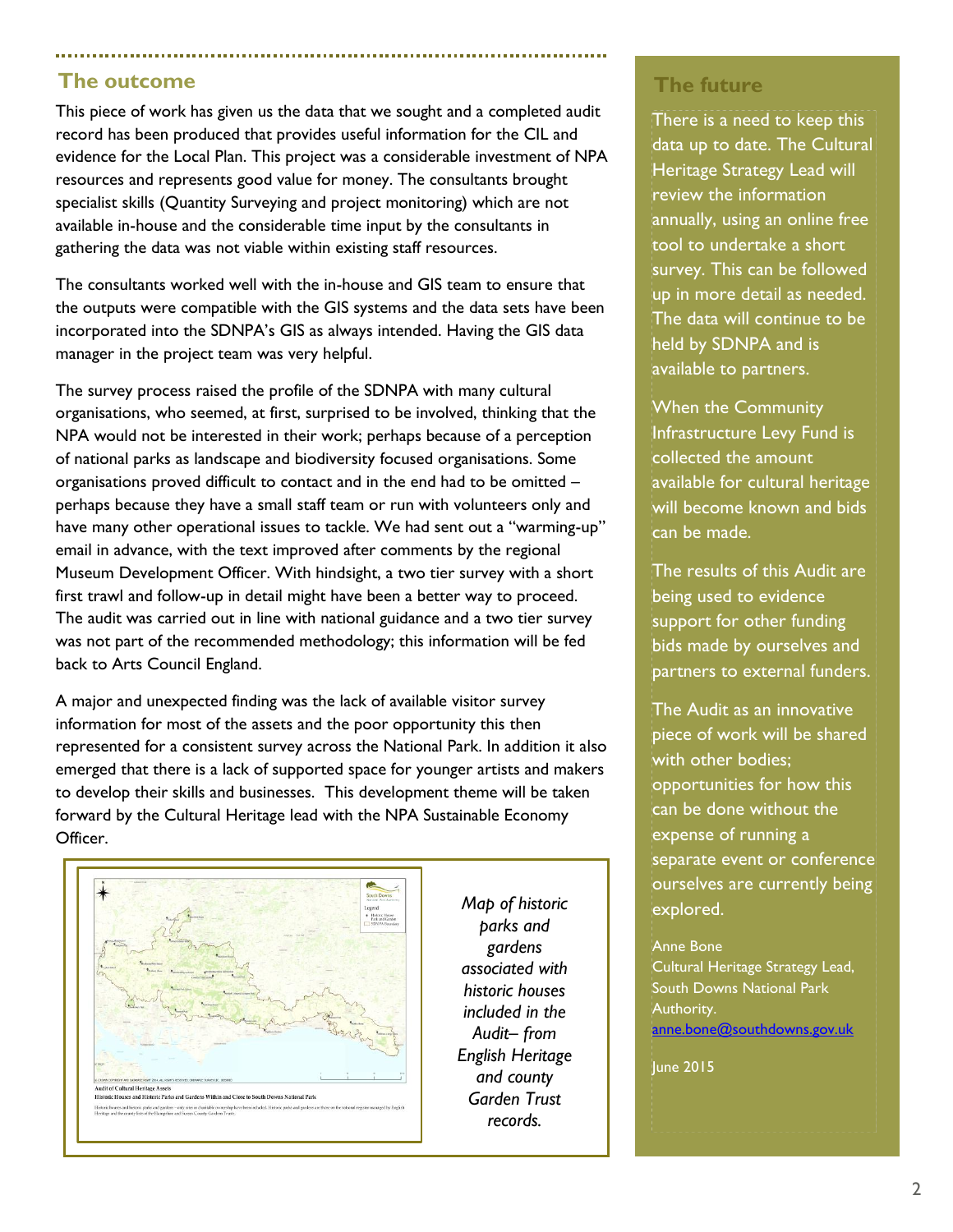## The outcome

This piece of work has given us the data that we sought and a completed audit record has been produced that provides useful information for the CIL and evidence for the Local Plan. This project was a considerable investment of NPA resources and represents good value for money. The consultants brought specialist skills (Quantity Surveying and project monitoring) which are not available in-house and the considerable time input by the consultants in gathering the data was not viable within existing staff resources.

The consultants worked well with the in-house and GIS team to ensure that the outputs were compatible with the GIS systems and the data sets have been incorporated into the SDNPA's GIS as always intended. Having the GIS data manager in the project team was very helpful.

The survey process raised the profile of the SDNPA with many cultural organisations, who seemed, at first, surprised to be involved, thinking that the NPA would not be interested in their work; perhaps because of a perception of national parks as landscape and biodiversity focused organisations. Some organisations proved difficult to contact and in the end had to be omitted – perhaps because they have a small staff team or run with volunteers only and have many other operational issues to tackle. We had sent out a "warming-up" email in advance, with the text improved after comments by the regional Museum Development Officer. With hindsight, a two tier survey with a short first trawl and follow-up in detail might have been a better way to proceed. The audit was carried out in line with national guidance and a two tier survey was not part of the recommended methodology; this information will be fed back to Arts Council England.

A major and unexpected finding was the lack of available visitor survey information for most of the assets and the poor opportunity this then represented for a consistent survey across the National Park. In addition it also emerged that there is a lack of supported space for younger artists and makers to develop their skills and businesses. This development theme will be taken forward by the Cultural Heritage lead with the NPA Sustainable Economy Officer.

*Map of historic parks and gardens associated with historic houses included in the Audit– from English Heritage and county Garden Trust records.*

## The future

There is a need to keep this data up to date. The Cultural Heritage Strategy Lead will review the information annually, using an online free tool to undertake a short survey. This can be followed up in more detail as needed. The data will continue to be held by SDNPA and is available to partners.

When the Community Infrastructure Levy Fund is collected the amount available for cultural heritage will become known and bids can be made.

The results of this Audit are being used to evidence support for other funding bids made by ourselves and partners to external funders.

The Audit as an innovative piece of work will be shared with other bodies; opportunities for how this can be done without the expense of running a separate event or conference ourselves are currently being explored.

Anne Bone
Cultural Heritage Strategy Lead, South Downs National Park Authority.
anne.bone@southdowns.gov.uk

June 2015